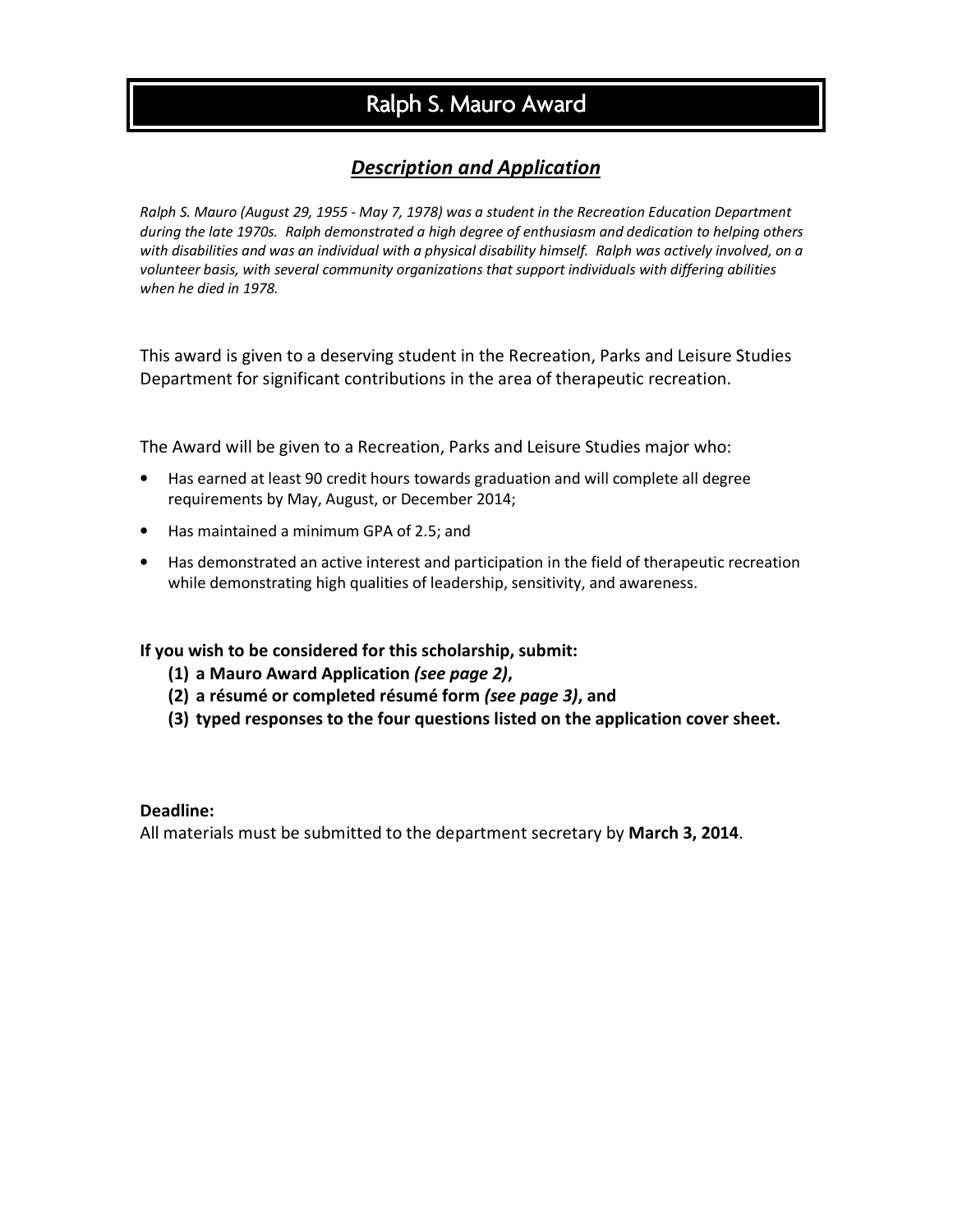# Ralph S. Mauro Award

## *Description and Application*

*Ralph S. Mauro (August 29, 1955 - May 7, 1978) was a student in the Recreation Education Department during the late 1970s. Ralph demonstrated a high degree of enthusiasm and dedication to helping others with disabilities and was an individual with a physical disability himself. Ralph was actively involved, on a volunteer basis, with several community organizations that support individuals with differing abilities when he died in 1978.*

This award is given to a deserving student in the Recreation, Parks and Leisure Studies Department for significant contributions in the area of therapeutic recreation.

The Award will be given to a Recreation, Parks and Leisure Studies major who:

- Has earned at least 90 credit hours towards graduation and will complete all degree requirements by May, August, or December 2014;
- Has maintained a minimum GPA of 2.5; and
- Has demonstrated an active interest and participation in the field of therapeutic recreation while demonstrating high qualities of leadership, sensitivity, and awareness.

**If you wish to be considered for this scholarship, submit:**

**(1) a Mauro Award Application *(see page 2)*,**

**(2) a résumé or completed résumé form *(see page 3)*, and**

**(3) typed responses to the four questions listed on the application cover sheet.**

**Deadline:**

All materials must be submitted to the department secretary by **March 3, 2014**.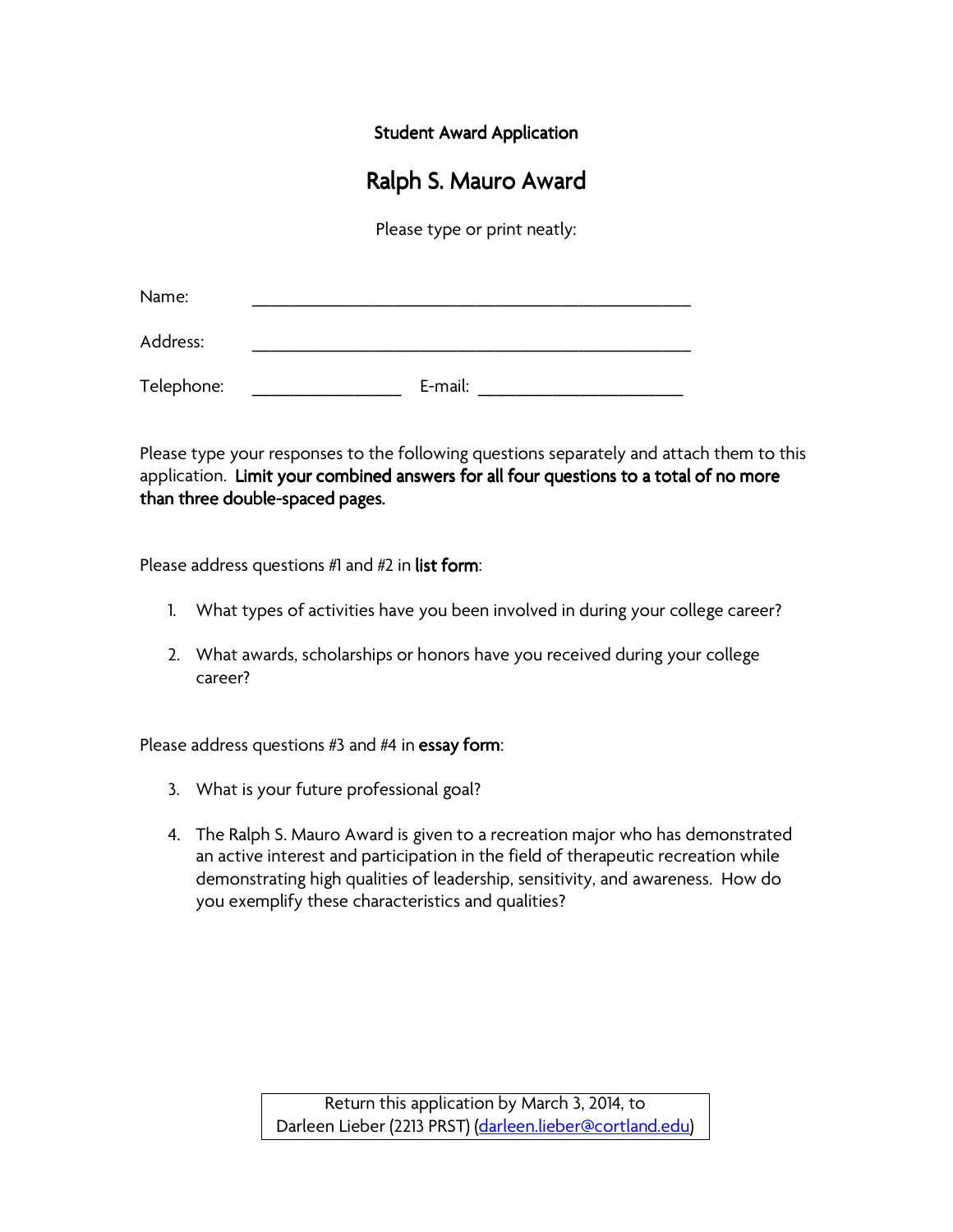**Student Award Application**

# Ralph S. Mauro Award

Please type or print neatly:

Name: ____________________________________________

Address: ____________________________________________

Telephone: _______________ E-mail: ____________________

Please type your responses to the following questions separately and attach them to this application. **Limit your combined answers for all four questions to a total of no more than three double-spaced pages.**

Please address questions #1 and #2 in **list form**:

1. What types of activities have you been involved in during your college career?

2. What awards, scholarships or honors have you received during your college career?

Please address questions #3 and #4 in **essay form**:

3. What is your future professional goal?

4. The Ralph S. Mauro Award is given to a recreation major who has demonstrated an active interest and participation in the field of therapeutic recreation while demonstrating high qualities of leadership, sensitivity, and awareness. How do you exemplify these characteristics and qualities?

Return this application by March 3, 2014, to
Darleen Lieber (2213 PRST) (darleen.lieber@cortland.edu)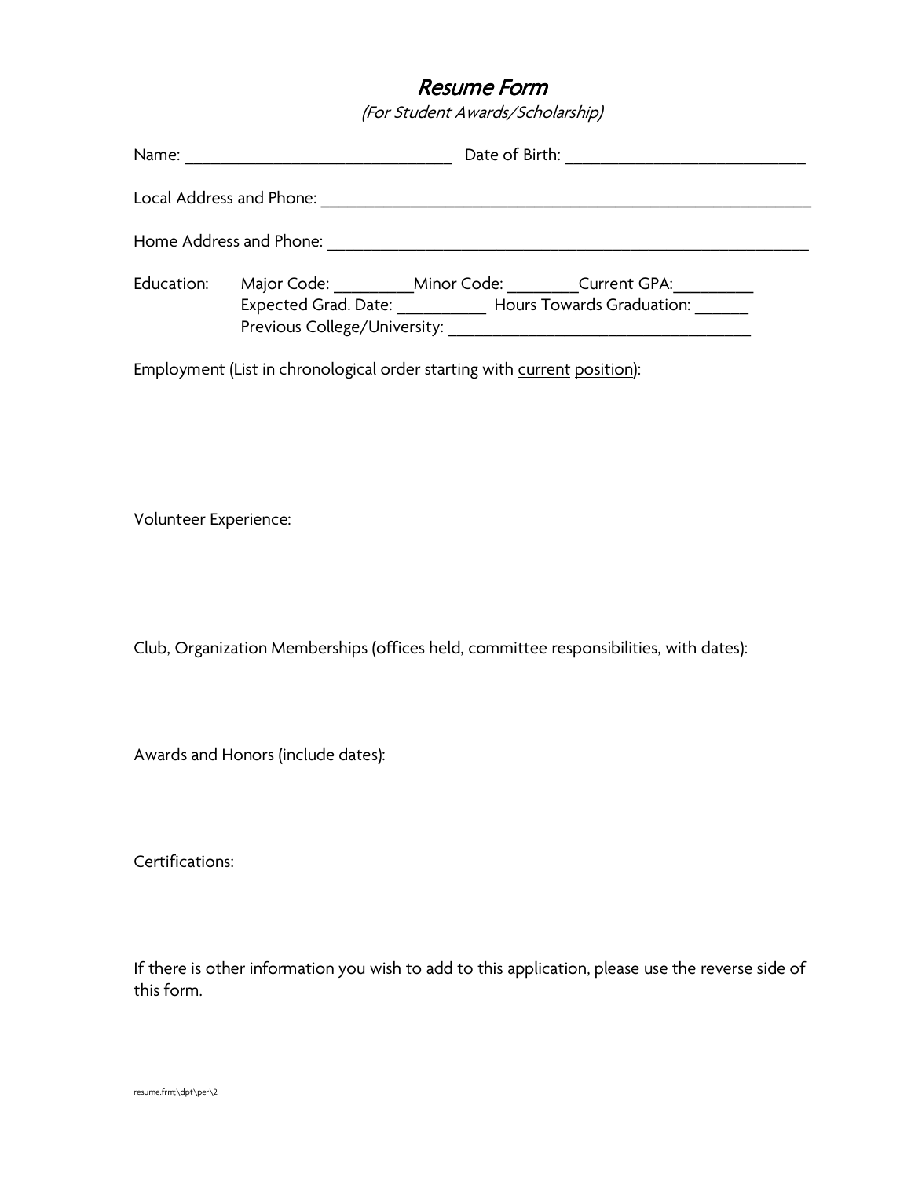# <u>*Resume Form*</u>

*(For Student Awards/Scholarship)*

Name: ______________________________ Date of Birth: ___________________________

Local Address and Phone: ________________________________________________________

Home Address and Phone: ________________________________________________________

Education: Major Code: _________Minor Code: ________Current GPA:_________
Expected Grad. Date: __________ Hours Towards Graduation: ______
Previous College/University: __________________________________

Employment (List in chronological order starting with <u>current</u> <u>position</u>):

Volunteer Experience:

Club, Organization Memberships (offices held, committee responsibilities, with dates):

Awards and Honors (include dates):

Certifications:

If there is other information you wish to add to this application, please use the reverse side of this form.

resume.frm:\dpt\per\2